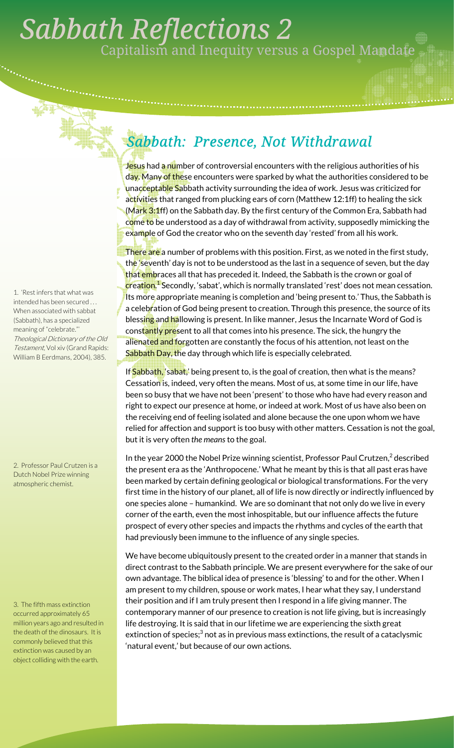# Sabbath Reflections 2

Capitalism and Inequity versus a Gospel Mandate

## Sabbath: Presence, Not Withdrawal

Jesus had a number of controversial encounters with the religious authorities of his day. Many of these encounters were sparked by what the authorities considered to be unacceptable Sabbath activity surrounding the idea of work. Jesus was criticized for activities that ranged from plucking ears of corn (Matthew 12:1ff) to healing the sick (Mark 3:1ff) on the Sabbath day. By the first century of the Common Era, Sabbath had come to be understood as a day of withdrawal from activity, supposedly mimicking the example of God the creator who on the seventh day 'rested' from all his work.

There are a number of problems with this position. First, as we noted in the first study, the 'seventh' day is not to be understood as the last in a sequence of seven, but the day that embraces all that has preceded it. Indeed, the Sabbath is the crown or goal of creation.[1] Secondly, 'sabat', which is normally translated 'rest' does not mean cessation. Its more appropriate meaning is completion and 'being present to.' Thus, the Sabbath is a celebration of God being present to creation. Through this presence, the source of its blessing and hallowing is present. In like manner, Jesus the Incarnate Word of God is constantly present to all that comes into his presence. The sick, the hungry the alienated and forgotten are constantly the focus of his attention, not least on the Sabbath Day, the day through which life is especially celebrated.

If Sabbath, 'sabat,' being present to, is the goal of creation, then what is the means? Cessation is, indeed, very often the means. Most of us, at some time in our life, have been so busy that we have not been 'present' to those who have had every reason and right to expect our presence at home, or indeed at work. Most of us have also been on the receiving end of feeling isolated and alone because the one upon whom we have relied for affection and support is too busy with other matters. Cessation is not the goal, but it is very often *the means* to the goal.

In the year 2000 the Nobel Prize winning scientist, Professor Paul Crutzen,[2] described the present era as the 'Anthropocene.' What he meant by this is that all past eras have been marked by certain defining geological or biological transformations. For the very first time in the history of our planet, all of life is now directly or indirectly influenced by one species alone – humankind. We are so dominant that not only do we live in every corner of the earth, even the most inhospitable, but our influence affects the future prospect of every other species and impacts the rhythms and cycles of the earth that had previously been immune to the influence of any single species.

We have become ubiquitously present to the created order in a manner that stands in direct contrast to the Sabbath principle. We are present everywhere for the sake of our own advantage. The biblical idea of presence is 'blessing' to and for the other. When I am present to my children, spouse or work mates, I hear what they say, I understand their position and if I am truly present then I respond in a life giving manner. The contemporary manner of our presence to creation is not life giving, but is increasingly life destroying. It is said that in our lifetime we are experiencing the sixth great extinction of species;[3] not as in previous mass extinctions, the result of a cataclysmic 'natural event,' but because of our own actions.

---

1. 'Rest infers that what was intended has been secured . . . When associated with sabbat (Sabbath), has a specialized meaning of "celebrate."' *Theological Dictionary of the Old Testament*, Vol xiv (Grand Rapids: William B Eerdmans, 2004), 385.

2. Professor Paul Crutzen is a Dutch Nobel Prize winning atmospheric chemist.

3. The fifth mass extinction occurred approximately 65 million years ago and resulted in the death of the dinosaurs. It is commonly believed that this extinction was caused by an object colliding with the earth.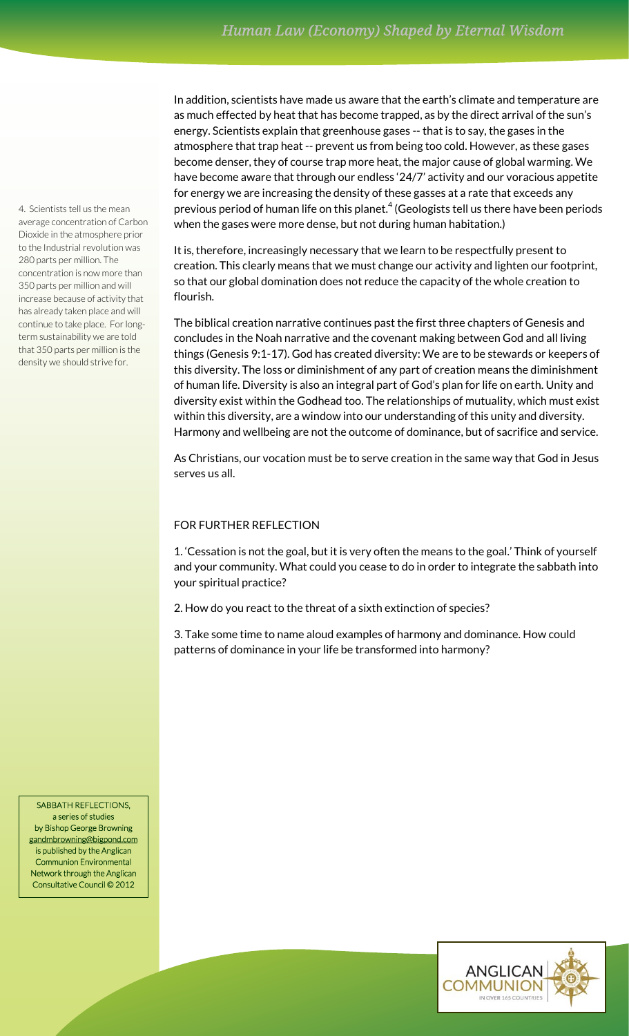In addition, scientists have made us aware that the earth's climate and temperature are as much effected by heat that has become trapped, as by the direct arrival of the sun's energy. Scientists explain that greenhouse gases -- that is to say, the gases in the atmosphere that trap heat -- prevent us from being too cold. However, as these gases become denser, they of course trap more heat, the major cause of global warming. We have become aware that through our endless '24/7' activity and our voracious appetite for energy we are increasing the density of these gasses at a rate that exceeds any previous period of human life on this planet.[4] (Geologists tell us there have been periods when the gases were more dense, but not during human habitation.)

It is, therefore, increasingly necessary that we learn to be respectfully present to creation. This clearly means that we must change our activity and lighten our footprint, so that our global domination does not reduce the capacity of the whole creation to flourish.

The biblical creation narrative continues past the first three chapters of Genesis and concludes in the Noah narrative and the covenant making between God and all living things (Genesis 9:1-17). God has created diversity: We are to be stewards or keepers of this diversity. The loss or diminishment of any part of creation means the diminishment of human life. Diversity is also an integral part of God's plan for life on earth. Unity and diversity exist within the Godhead too. The relationships of mutuality, which must exist within this diversity, are a window into our understanding of this unity and diversity. Harmony and wellbeing are not the outcome of dominance, but of sacrifice and service.

As Christians, our vocation must be to serve creation in the same way that God in Jesus serves us all.

## FOR FURTHER REFLECTION

1. 'Cessation is not the goal, but it is very often the means to the goal.' Think of yourself and your community. What could you cease to do in order to integrate the sabbath into your spiritual practice?

2. How do you react to the threat of a sixth extinction of species?

3. Take some time to name aloud examples of harmony and dominance. How could patterns of dominance in your life be transformed into harmony?

---

4. Scientists tell us the mean average concentration of Carbon Dioxide in the atmosphere prior to the Industrial revolution was 280 parts per million. The concentration is now more than 350 parts per million and will increase because of activity that has already taken place and will continue to take place. For long-term sustainability we are told that 350 parts per million is the density we should strive for.

SABBATH REFLECTIONS, a series of studies by Bishop George Browning gandmbrowning@bigpond.com is published by the Anglican Communion Environmental Network through the Anglican Consultative Council © 2012